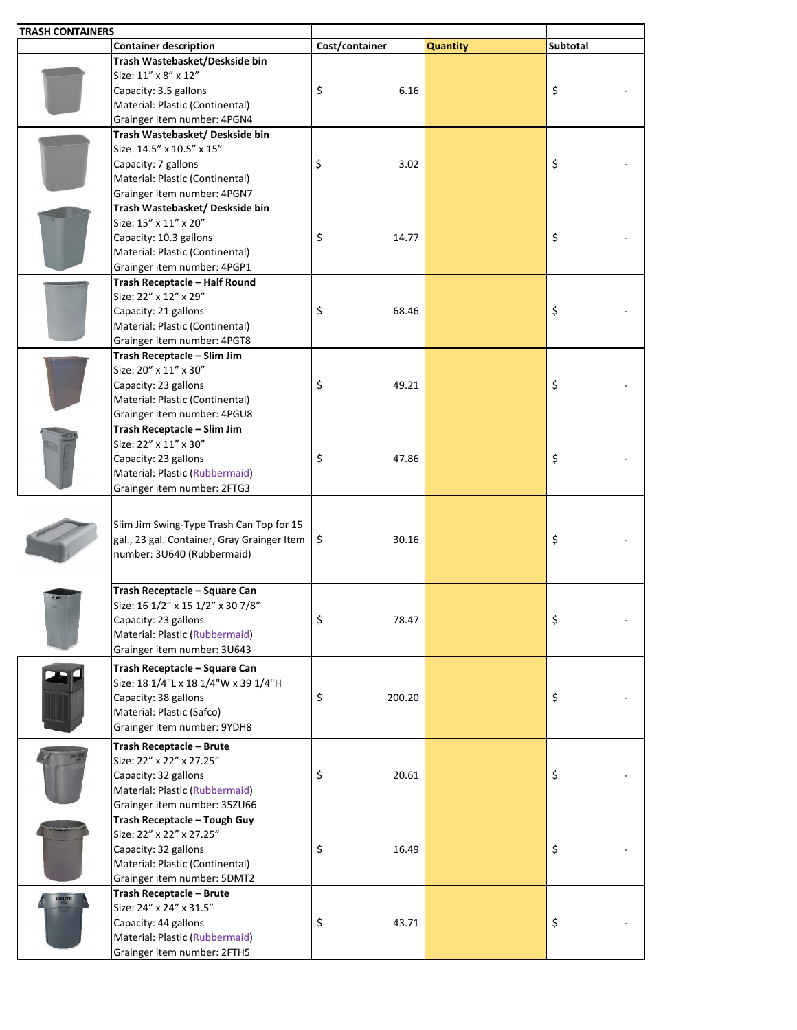| TRASH CONTAINERS | | | | |
|---|---|---|---|---|
| | Container description | Cost/container | Quantity | Subtotal |
| | **Trash Wastebasket/Deskside bin**<br>Size: 11" x 8" x 12"<br>Capacity: 3.5 gallons<br>Material: Plastic (Continental)<br>Grainger item number: 4PGN4 | $ 6.16 | | $ - |
| | **Trash Wastebasket/ Deskside bin**<br>Size: 14.5" x 10.5" x 15"<br>Capacity: 7 gallons<br>Material: Plastic (Continental)<br>Grainger item number: 4PGN7 | $ 3.02 | | $ - |
| | **Trash Wastebasket/ Deskside bin**<br>Size: 15" x 11" x 20"<br>Capacity: 10.3 gallons<br>Material: Plastic (Continental)<br>Grainger item number: 4PGP1 | $ 14.77 | | $ - |
| | **Trash Receptacle – Half Round**<br>Size: 22" x 12" x 29"<br>Capacity: 21 gallons<br>Material: Plastic (Continental)<br>Grainger item number: 4PGT8 | $ 68.46 | | $ - |
| | **Trash Receptacle – Slim Jim**<br>Size: 20" x 11" x 30"<br>Capacity: 23 gallons<br>Material: Plastic (Continental)<br>Grainger item number: 4PGU8 | $ 49.21 | | $ - |
| | **Trash Receptacle – Slim Jim**<br>Size: 22" x 11" x 30"<br>Capacity: 23 gallons<br>Material: Plastic (Rubbermaid)<br>Grainger item number: 2FTG3 | $ 47.86 | | $ - |
| | Slim Jim Swing-Type Trash Can Top for 15 gal., 23 gal. Container, Gray Grainger Item number: 3U640 (Rubbermaid) | $ 30.16 | | $ - |
| | **Trash Receptacle – Square Can**<br>Size: 16 1/2" x 15 1/2" x 30 7/8"<br>Capacity: 23 gallons<br>Material: Plastic (Rubbermaid)<br>Grainger item number: 3U643 | $ 78.47 | | $ - |
| | **Trash Receptacle – Square Can**<br>Size: 18 1/4"L x 18 1/4"W x 39 1/4"H<br>Capacity: 38 gallons<br>Material: Plastic (Safco)<br>Grainger item number: 9YDH8 | $ 200.20 | | $ - |
| | **Trash Receptacle – Brute**<br>Size: 22" x 22" x 27.25"<br>Capacity: 32 gallons<br>Material: Plastic (Rubbermaid)<br>Grainger item number: 35ZU66 | $ 20.61 | | $ - |
| | **Trash Receptacle – Tough Guy**<br>Size: 22" x 22" x 27.25"<br>Capacity: 32 gallons<br>Material: Plastic (Continental)<br>Grainger item number: 5DMT2 | $ 16.49 | | $ - |
| | **Trash Receptacle – Brute**<br>Size: 24" x 24" x 31.5"<br>Capacity: 44 gallons<br>Material: Plastic (Rubbermaid)<br>Grainger item number: 2FTH5 | $ 43.71 | | $ - |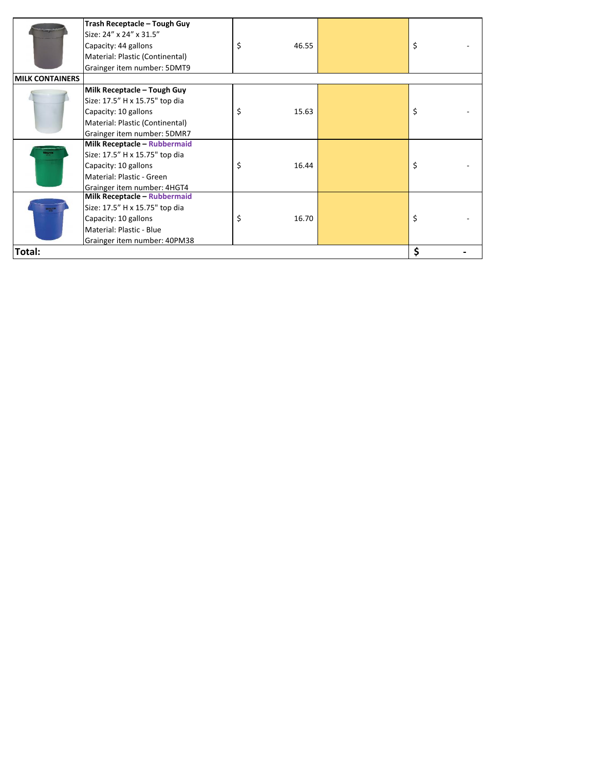| | | | | |
|---|---|---|---|---|
| | **Trash Receptacle – Tough Guy**<br>Size: 24″ x 24″ x 31.5″<br>Capacity: 44 gallons<br>Material: Plastic (Continental)<br>Grainger item number: 5DMT9 | $ 46.55 | | $ - |
| **MILK CONTAINERS** | | | | |
| | **Milk Receptacle – Tough Guy**<br>Size: 17.5″ H x 15.75" top dia<br>Capacity: 10 gallons<br>Material: Plastic (Continental)<br>Grainger item number: 5DMR7 | $ 15.63 | | $ - |
| | **Milk Receptacle – Rubbermaid**<br>Size: 17.5″ H x 15.75" top dia<br>Capacity: 10 gallons<br>Material: Plastic - Green<br>Grainger item number: 4HGT4 | $ 16.44 | | $ - |
| | **Milk Receptacle – Rubbermaid**<br>Size: 17.5″ H x 15.75" top dia<br>Capacity: 10 gallons<br>Material: Plastic - Blue<br>Grainger item number: 40PM38 | $ 16.70 | | $ - |
| **Total:** | | | | **$ -** |